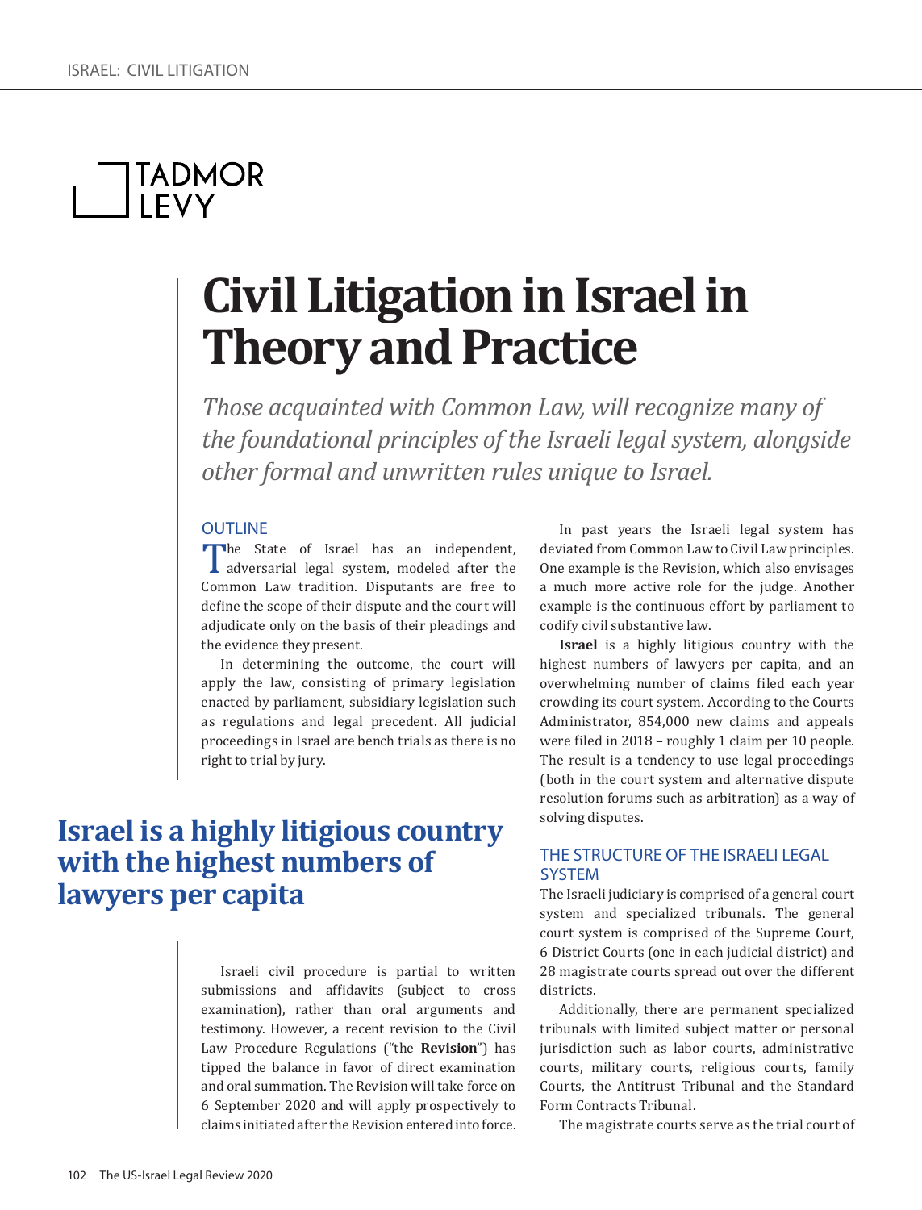TADMOR LEVY

# Civil Litigation in Israel in Theory and Practice

*Those acquainted with Common Law, will recognize many of the foundational principles of the Israeli legal system, alongside other formal and unwritten rules unique to Israel.*

## OUTLINE

The State of Israel has an independent, adversarial legal system, modeled after the Common Law tradition. Disputants are free to define the scope of their dispute and the court will adjudicate only on the basis of their pleadings and the evidence they present.

In determining the outcome, the court will apply the law, consisting of primary legislation enacted by parliament, subsidiary legislation such as regulations and legal precedent. All judicial proceedings in Israel are bench trials as there is no right to trial by jury.

**Israel is a highly litigious country with the highest numbers of lawyers per capita**

Israeli civil procedure is partial to written submissions and affidavits (subject to cross examination), rather than oral arguments and testimony. However, a recent revision to the Civil Law Procedure Regulations ("the **Revision**") has tipped the balance in favor of direct examination and oral summation. The Revision will take force on 6 September 2020 and will apply prospectively to claims initiated after the Revision entered into force.

In past years the Israeli legal system has deviated from Common Law to Civil Law principles. One example is the Revision, which also envisages a much more active role for the judge. Another example is the continuous effort by parliament to codify civil substantive law.

**Israel** is a highly litigious country with the highest numbers of lawyers per capita, and an overwhelming number of claims filed each year crowding its court system. According to the Courts Administrator, 854,000 new claims and appeals were filed in 2018 – roughly 1 claim per 10 people. The result is a tendency to use legal proceedings (both in the court system and alternative dispute resolution forums such as arbitration) as a way of solving disputes.

## THE STRUCTURE OF THE ISRAELI LEGAL SYSTEM

The Israeli judiciary is comprised of a general court system and specialized tribunals. The general court system is comprised of the Supreme Court, 6 District Courts (one in each judicial district) and 28 magistrate courts spread out over the different districts.

Additionally, there are permanent specialized tribunals with limited subject matter or personal jurisdiction such as labor courts, administrative courts, military courts, religious courts, family Courts, the Antitrust Tribunal and the Standard Form Contracts Tribunal.

The magistrate courts serve as the trial court of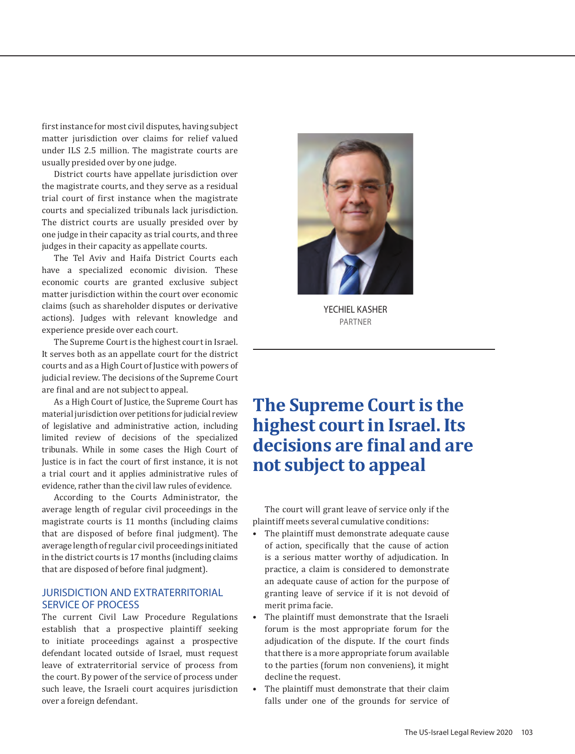first instance for most civil disputes, having subject matter jurisdiction over claims for relief valued under ILS 2.5 million. The magistrate courts are usually presided over by one judge.

District courts have appellate jurisdiction over the magistrate courts, and they serve as a residual trial court of first instance when the magistrate courts and specialized tribunals lack jurisdiction. The district courts are usually presided over by one judge in their capacity as trial courts, and three judges in their capacity as appellate courts.

The Tel Aviv and Haifa District Courts each have a specialized economic division. These economic courts are granted exclusive subject matter jurisdiction within the court over economic claims (such as shareholder disputes or derivative actions). Judges with relevant knowledge and experience preside over each court.

The Supreme Court is the highest court in Israel. It serves both as an appellate court for the district courts and as a High Court of Justice with powers of judicial review. The decisions of the Supreme Court are final and are not subject to appeal.

As a High Court of Justice, the Supreme Court has material jurisdiction over petitions for judicial review of legislative and administrative action, including limited review of decisions of the specialized tribunals. While in some cases the High Court of Justice is in fact the court of first instance, it is not a trial court and it applies administrative rules of evidence, rather than the civil law rules of evidence.

According to the Courts Administrator, the average length of regular civil proceedings in the magistrate courts is 11 months (including claims that are disposed of before final judgment). The average length of regular civil proceedings initiated in the district courts is 17 months (including claims that are disposed of before final judgment).

## JURISDICTION AND EXTRATERRITORIAL SERVICE OF PROCESS

The current Civil Law Procedure Regulations establish that a prospective plaintiff seeking to initiate proceedings against a prospective defendant located outside of Israel, must request leave of extraterritorial service of process from the court. By power of the service of process under such leave, the Israeli court acquires jurisdiction over a foreign defendant.

YECHIEL KASHER
PARTNER

> **The Supreme Court is the highest court in Israel. Its decisions are final and are not subject to appeal**

The court will grant leave of service only if the plaintiff meets several cumulative conditions:

- The plaintiff must demonstrate adequate cause of action, specifically that the cause of action is a serious matter worthy of adjudication. In practice, a claim is considered to demonstrate an adequate cause of action for the purpose of granting leave of service if it is not devoid of merit prima facie.
- The plaintiff must demonstrate that the Israeli forum is the most appropriate forum for the adjudication of the dispute. If the court finds that there is a more appropriate forum available to the parties (forum non conveniens), it might decline the request.
- The plaintiff must demonstrate that their claim falls under one of the grounds for service of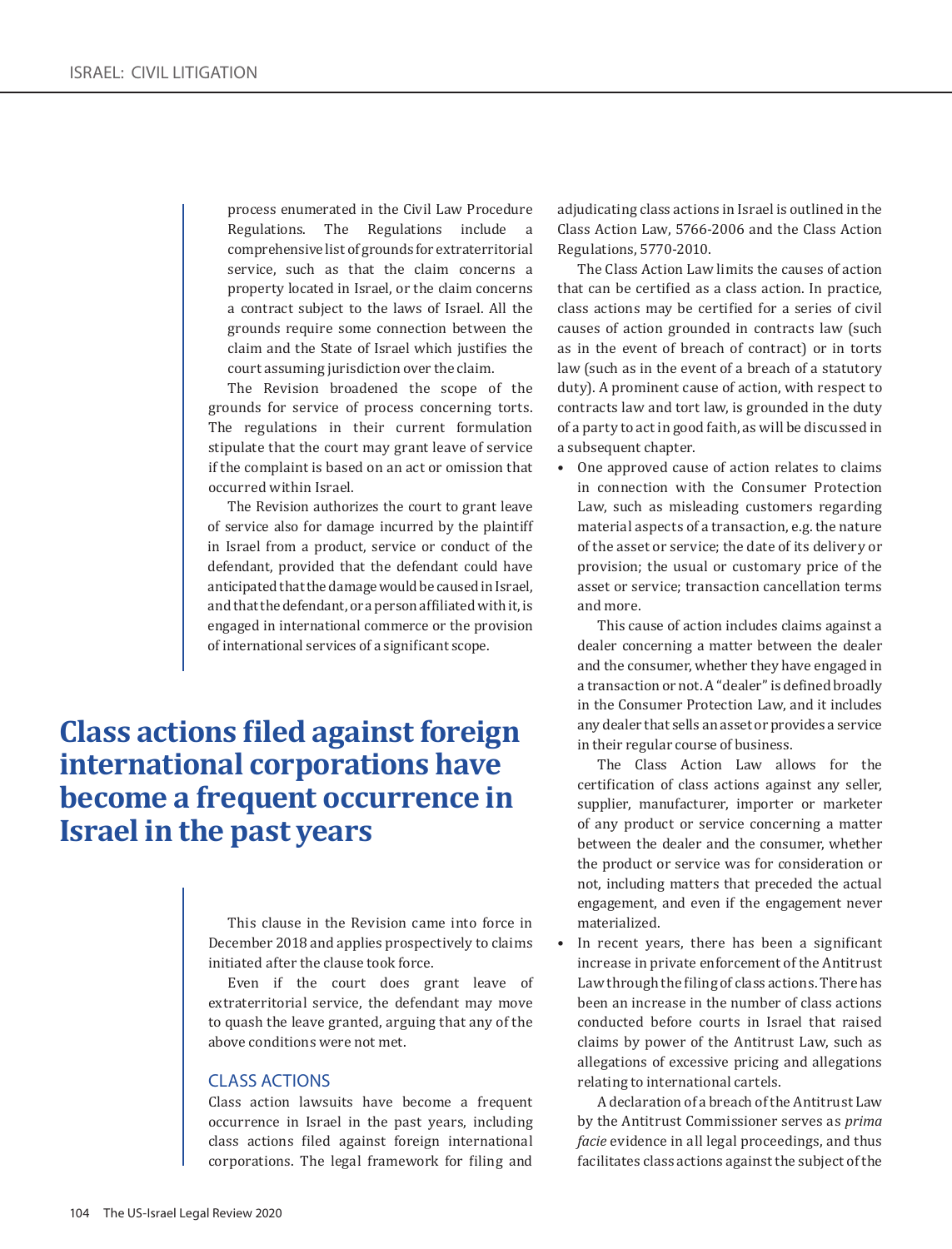process enumerated in the Civil Law Procedure Regulations. The Regulations include a comprehensive list of grounds for extraterritorial service, such as that the claim concerns a property located in Israel, or the claim concerns a contract subject to the laws of Israel. All the grounds require some connection between the claim and the State of Israel which justifies the court assuming jurisdiction over the claim.

The Revision broadened the scope of the grounds for service of process concerning torts. The regulations in their current formulation stipulate that the court may grant leave of service if the complaint is based on an act or omission that occurred within Israel.

The Revision authorizes the court to grant leave of service also for damage incurred by the plaintiff in Israel from a product, service or conduct of the defendant, provided that the defendant could have anticipated that the damage would be caused in Israel, and that the defendant, or a person affiliated with it, is engaged in international commerce or the provision of international services of a significant scope.

**Class actions filed against foreign international corporations have become a frequent occurrence in Israel in the past years**

This clause in the Revision came into force in December 2018 and applies prospectively to claims initiated after the clause took force.

Even if the court does grant leave of extraterritorial service, the defendant may move to quash the leave granted, arguing that any of the above conditions were not met.

## CLASS ACTIONS

Class action lawsuits have become a frequent occurrence in Israel in the past years, including class actions filed against foreign international corporations. The legal framework for filing and adjudicating class actions in Israel is outlined in the Class Action Law, 5766-2006 and the Class Action Regulations, 5770-2010.

The Class Action Law limits the causes of action that can be certified as a class action. In practice, class actions may be certified for a series of civil causes of action grounded in contracts law (such as in the event of breach of contract) or in torts law (such as in the event of a breach of a statutory duty). A prominent cause of action, with respect to contracts law and tort law, is grounded in the duty of a party to act in good faith, as will be discussed in a subsequent chapter.

- One approved cause of action relates to claims in connection with the Consumer Protection Law, such as misleading customers regarding material aspects of a transaction, e.g. the nature of the asset or service; the date of its delivery or provision; the usual or customary price of the asset or service; transaction cancellation terms and more.

  This cause of action includes claims against a dealer concerning a matter between the dealer and the consumer, whether they have engaged in a transaction or not. A "dealer" is defined broadly in the Consumer Protection Law, and it includes any dealer that sells an asset or provides a service in their regular course of business.

  The Class Action Law allows for the certification of class actions against any seller, supplier, manufacturer, importer or marketer of any product or service concerning a matter between the dealer and the consumer, whether the product or service was for consideration or not, including matters that preceded the actual engagement, and even if the engagement never materialized.

- In recent years, there has been a significant increase in private enforcement of the Antitrust Law through the filing of class actions. There has been an increase in the number of class actions conducted before courts in Israel that raised claims by power of the Antitrust Law, such as allegations of excessive pricing and allegations relating to international cartels.

  A declaration of a breach of the Antitrust Law by the Antitrust Commissioner serves as *prima facie* evidence in all legal proceedings, and thus facilitates class actions against the subject of the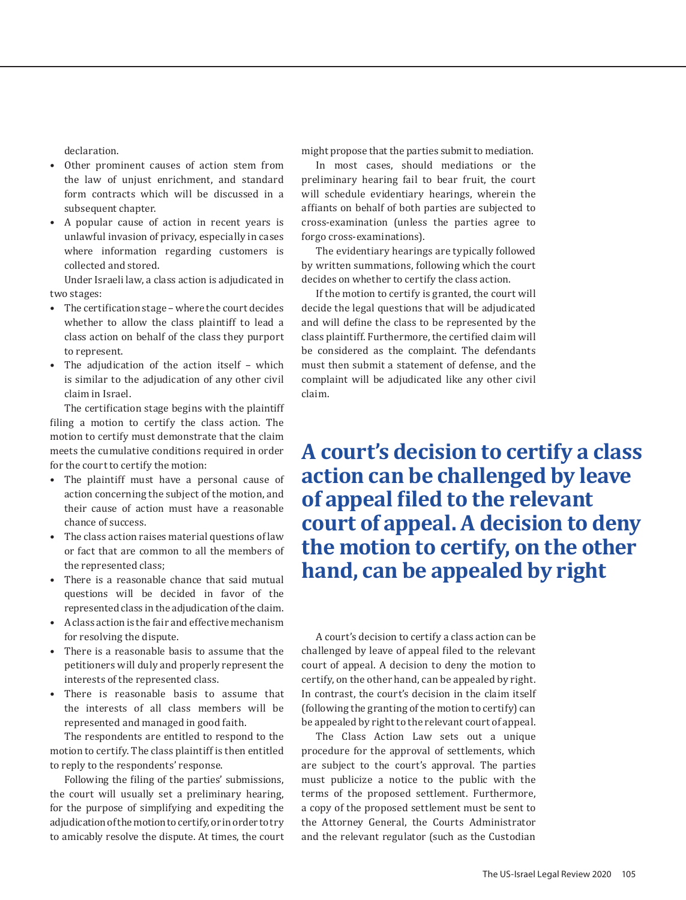declaration.

- Other prominent causes of action stem from the law of unjust enrichment, and standard form contracts which will be discussed in a subsequent chapter.
- A popular cause of action in recent years is unlawful invasion of privacy, especially in cases where information regarding customers is collected and stored.

Under Israeli law, a class action is adjudicated in two stages:

- The certification stage – where the court decides whether to allow the class plaintiff to lead a class action on behalf of the class they purport to represent.
- The adjudication of the action itself – which is similar to the adjudication of any other civil claim in Israel.

The certification stage begins with the plaintiff filing a motion to certify the class action. The motion to certify must demonstrate that the claim meets the cumulative conditions required in order for the court to certify the motion:

- The plaintiff must have a personal cause of action concerning the subject of the motion, and their cause of action must have a reasonable chance of success.
- The class action raises material questions of law or fact that are common to all the members of the represented class;
- There is a reasonable chance that said mutual questions will be decided in favor of the represented class in the adjudication of the claim.
- A class action is the fair and effective mechanism for resolving the dispute.
- There is a reasonable basis to assume that the petitioners will duly and properly represent the interests of the represented class.
- There is reasonable basis to assume that the interests of all class members will be represented and managed in good faith.

The respondents are entitled to respond to the motion to certify. The class plaintiff is then entitled to reply to the respondents' response.

Following the filing of the parties' submissions, the court will usually set a preliminary hearing, for the purpose of simplifying and expediting the adjudication of the motion to certify, or in order to try to amicably resolve the dispute. At times, the court might propose that the parties submit to mediation.

In most cases, should mediations or the preliminary hearing fail to bear fruit, the court will schedule evidentiary hearings, wherein the affiants on behalf of both parties are subjected to cross-examination (unless the parties agree to forgo cross-examinations).

The evidentiary hearings are typically followed by written summations, following which the court decides on whether to certify the class action.

If the motion to certify is granted, the court will decide the legal questions that will be adjudicated and will define the class to be represented by the class plaintiff. Furthermore, the certified claim will be considered as the complaint. The defendants must then submit a statement of defense, and the complaint will be adjudicated like any other civil claim.

**A court's decision to certify a class action can be challenged by leave of appeal filed to the relevant court of appeal. A decision to deny the motion to certify, on the other hand, can be appealed by right**

A court's decision to certify a class action can be challenged by leave of appeal filed to the relevant court of appeal. A decision to deny the motion to certify, on the other hand, can be appealed by right. In contrast, the court's decision in the claim itself (following the granting of the motion to certify) can be appealed by right to the relevant court of appeal.

The Class Action Law sets out a unique procedure for the approval of settlements, which are subject to the court's approval. The parties must publicize a notice to the public with the terms of the proposed settlement. Furthermore, a copy of the proposed settlement must be sent to the Attorney General, the Courts Administrator and the relevant regulator (such as the Custodian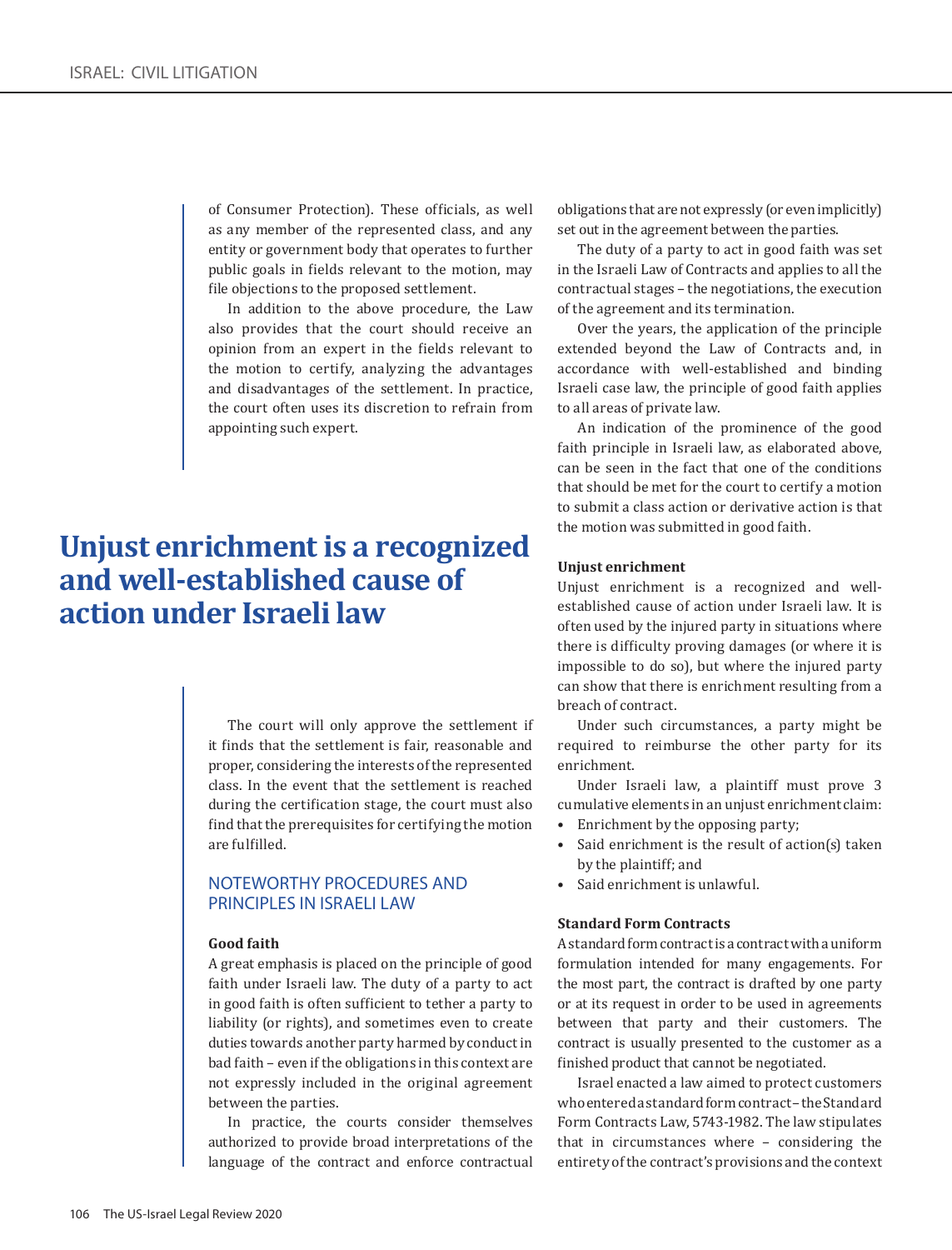of Consumer Protection). These officials, as well as any member of the represented class, and any entity or government body that operates to further public goals in fields relevant to the motion, may file objections to the proposed settlement.

In addition to the above procedure, the Law also provides that the court should receive an opinion from an expert in the fields relevant to the motion to certify, analyzing the advantages and disadvantages of the settlement. In practice, the court often uses its discretion to refrain from appointing such expert.

> **Unjust enrichment is a recognized and well-established cause of action under Israeli law**

The court will only approve the settlement if it finds that the settlement is fair, reasonable and proper, considering the interests of the represented class. In the event that the settlement is reached during the certification stage, the court must also find that the prerequisites for certifying the motion are fulfilled.

## NOTEWORTHY PROCEDURES AND PRINCIPLES IN ISRAELI LAW

**Good faith**

A great emphasis is placed on the principle of good faith under Israeli law. The duty of a party to act in good faith is often sufficient to tether a party to liability (or rights), and sometimes even to create duties towards another party harmed by conduct in bad faith – even if the obligations in this context are not expressly included in the original agreement between the parties.

In practice, the courts consider themselves authorized to provide broad interpretations of the language of the contract and enforce contractual obligations that are not expressly (or even implicitly) set out in the agreement between the parties.

The duty of a party to act in good faith was set in the Israeli Law of Contracts and applies to all the contractual stages – the negotiations, the execution of the agreement and its termination.

Over the years, the application of the principle extended beyond the Law of Contracts and, in accordance with well-established and binding Israeli case law, the principle of good faith applies to all areas of private law.

An indication of the prominence of the good faith principle in Israeli law, as elaborated above, can be seen in the fact that one of the conditions that should be met for the court to certify a motion to submit a class action or derivative action is that the motion was submitted in good faith.

**Unjust enrichment**

Unjust enrichment is a recognized and well-established cause of action under Israeli law. It is often used by the injured party in situations where there is difficulty proving damages (or where it is impossible to do so), but where the injured party can show that there is enrichment resulting from a breach of contract.

Under such circumstances, a party might be required to reimburse the other party for its enrichment.

Under Israeli law, a plaintiff must prove 3 cumulative elements in an unjust enrichment claim:

- Enrichment by the opposing party;
- Said enrichment is the result of action(s) taken by the plaintiff; and
- Said enrichment is unlawful.

**Standard Form Contracts**

A standard form contract is a contract with a uniform formulation intended for many engagements. For the most part, the contract is drafted by one party or at its request in order to be used in agreements between that party and their customers. The contract is usually presented to the customer as a finished product that cannot be negotiated.

Israel enacted a law aimed to protect customers who entered a standard form contract – the Standard Form Contracts Law, 5743-1982. The law stipulates that in circumstances where – considering the entirety of the contract's provisions and the context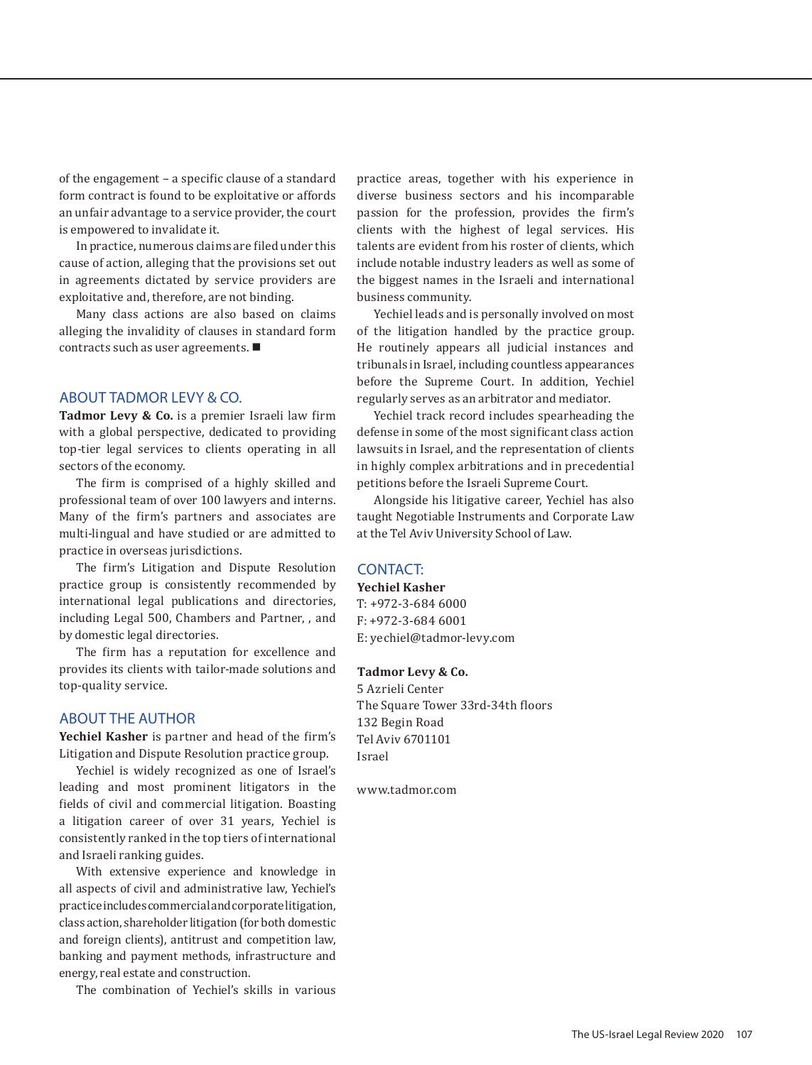of the engagement – a specific clause of a standard form contract is found to be exploitative or affords an unfair advantage to a service provider, the court is empowered to invalidate it.

In practice, numerous claims are filed under this cause of action, alleging that the provisions set out in agreements dictated by service providers are exploitative and, therefore, are not binding.

Many class actions are also based on claims alleging the invalidity of clauses in standard form contracts such as user agreements. ■

## ABOUT TADMOR LEVY & CO.

**Tadmor Levy & Co.** is a premier Israeli law firm with a global perspective, dedicated to providing top-tier legal services to clients operating in all sectors of the economy.

The firm is comprised of a highly skilled and professional team of over 100 lawyers and interns. Many of the firm's partners and associates are multi-lingual and have studied or are admitted to practice in overseas jurisdictions.

The firm's Litigation and Dispute Resolution practice group is consistently recommended by international legal publications and directories, including Legal 500, Chambers and Partner, , and by domestic legal directories.

The firm has a reputation for excellence and provides its clients with tailor-made solutions and top-quality service.

## ABOUT THE AUTHOR

**Yechiel Kasher** is partner and head of the firm's Litigation and Dispute Resolution practice group.

Yechiel is widely recognized as one of Israel's leading and most prominent litigators in the fields of civil and commercial litigation. Boasting a litigation career of over 31 years, Yechiel is consistently ranked in the top tiers of international and Israeli ranking guides.

With extensive experience and knowledge in all aspects of civil and administrative law, Yechiel's practice includes commercial and corporate litigation, class action, shareholder litigation (for both domestic and foreign clients), antitrust and competition law, banking and payment methods, infrastructure and energy, real estate and construction.

The combination of Yechiel's skills in various practice areas, together with his experience in diverse business sectors and his incomparable passion for the profession, provides the firm's clients with the highest of legal services. His talents are evident from his roster of clients, which include notable industry leaders as well as some of the biggest names in the Israeli and international business community.

Yechiel leads and is personally involved on most of the litigation handled by the practice group. He routinely appears all judicial instances and tribunals in Israel, including countless appearances before the Supreme Court. In addition, Yechiel regularly serves as an arbitrator and mediator.

Yechiel track record includes spearheading the defense in some of the most significant class action lawsuits in Israel, and the representation of clients in highly complex arbitrations and in precedential petitions before the Israeli Supreme Court.

Alongside his litigative career, Yechiel has also taught Negotiable Instruments and Corporate Law at the Tel Aviv University School of Law.

## CONTACT:

**Yechiel Kasher**
T: +972-3-684 6000
F: +972-3-684 6001
E: yechiel@tadmor-levy.com

**Tadmor Levy & Co.**
5 Azrieli Center
The Square Tower 33rd-34th floors
132 Begin Road
Tel Aviv 6701101
Israel

www.tadmor.com